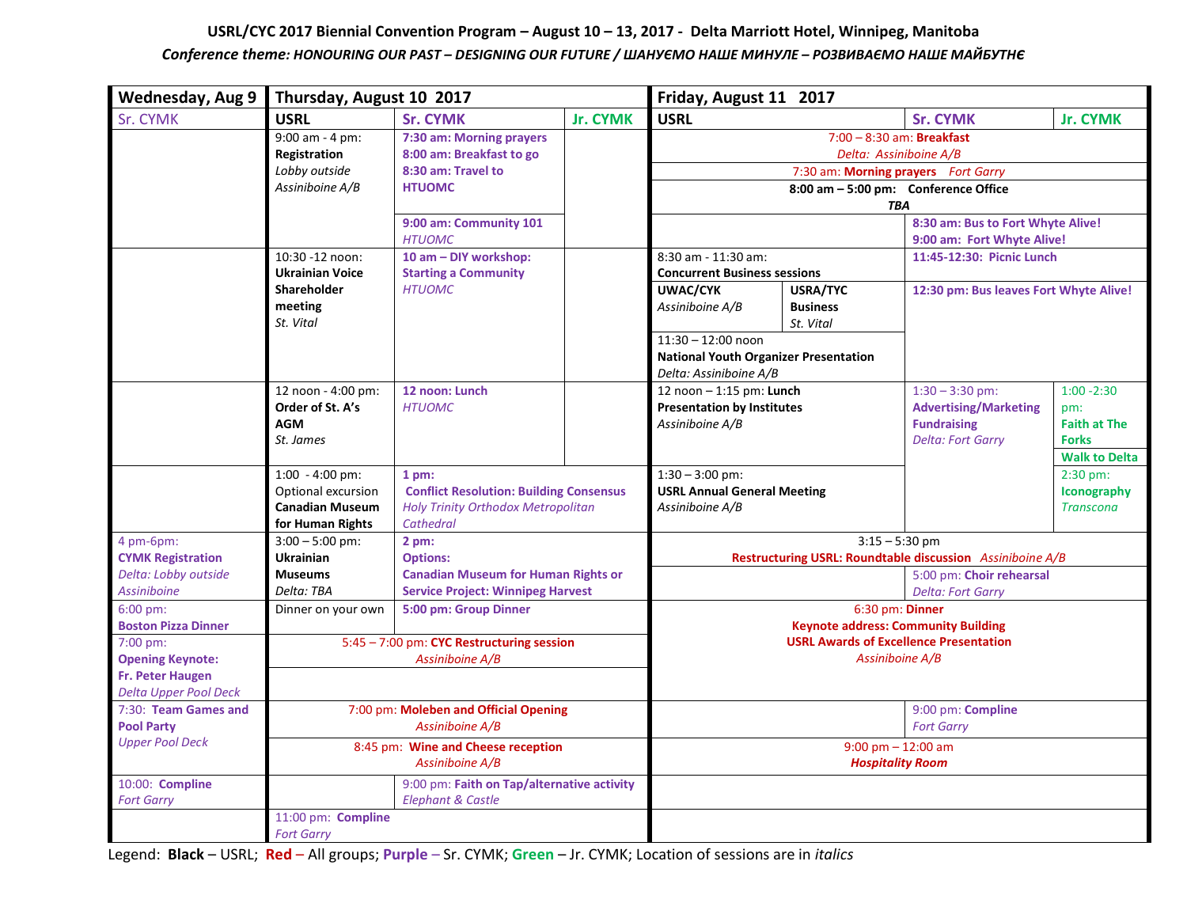# USRL/CYC 2017 Biennial Convention Program – August 10 – 13, 2017 - Delta Marriott Hotel, Winnipeg, Manitoba

*Conference theme: HONOURING OUR PAST – DESIGNING OUR FUTURE / ШАНУЄМО НАШЕ МИНУЛЕ – РОЗВИВАЄМО НАШЕ МАЙБУТНЄ*

| Wednesday, Aug 9 | Thursday, August 10 2017 | | | Friday, August 11 2017 | | | |
|---|---|---|---|---|---|---|---|
| Sr. CYMK | USRL | Sr. CYMK | Jr. CYMK | USRL | | Sr. CYMK | Jr. CYMK |
| | 9:00 am - 4 pm: **Registration** *Lobby outside Assiniboine A/B* | **7:30 am: Morning prayers** **8:00 am: Breakfast to go** **8:30 am: Travel to HTUOMC** | | 7:00 – 8:30 am: **Breakfast** *Delta: Assiniboine A/B* | | | |
| | | | | 7:30 am: **Morning prayers** *Fort Garry* | | | |
| | | | | **8:00 am – 5:00 pm: Conference Office** ***TBA*** | | | |
| | | **9:00 am: Community 101** *HTUOMC* | | | | **8:30 am: Bus to Fort Whyte Alive!** **9:00 am: Fort Whyte Alive!** | |
| | 10:30 -12 noon: **Ukrainian Voice Shareholder meeting** *St. Vital* | **10 am – DIY workshop: Starting a Community** *HTUOMC* | | 8:30 am - 11:30 am: **Concurrent Business sessions** | | **11:45-12:30: Picnic Lunch** | |
| | | | | **UWAC/CYK** *Assiniboine A/B* | **USRA/TYC Business** *St. Vital* | **12:30 pm: Bus leaves Fort Whyte Alive!** | |
| | | | | 11:30 – 12:00 noon **National Youth Organizer Presentation** *Delta: Assiniboine A/B* | | | |
| | 12 noon - 4:00 pm: **Order of St. A's AGM** *St. James* | **12 noon: Lunch** *HTUOMC* | | 12 noon – 1:15 pm: **Lunch** **Presentation by Institutes** *Assiniboine A/B* | | 1:30 – 3:30 pm: **Advertising/Marketing Fundraising** *Delta: Fort Garry* | 1:00 -2:30 pm: **Faith at The Forks** |
| | | | | | | | **Walk to Delta** |
| | 1:00 - 4:00 pm: Optional excursion **Canadian Museum for Human Rights** | **1 pm: Conflict Resolution: Building Consensus** *Holy Trinity Orthodox Metropolitan Cathedral* | | 1:30 – 3:00 pm: **USRL Annual General Meeting** *Assiniboine A/B* | | | 2:30 pm: **Iconography** *Transcona* |
| 4 pm-6pm: **CYMK Registration** *Delta: Lobby outside Assiniboine* | 3:00 – 5:00 pm: **Ukrainian Museums** *Delta: TBA* | **2 pm: Options: Canadian Museum for Human Rights or Service Project: Winnipeg Harvest** | | 3:15 – 5:30 pm **Restructuring USRL: Roundtable discussion** *Assiniboine A/B* | | | |
| | | | | | | 5:00 pm: **Choir rehearsal** *Delta: Fort Garry* | |
| 6:00 pm: **Boston Pizza Dinner** | Dinner on your own | **5:00 pm: Group Dinner** | | 6:30 pm: **Dinner** **Keynote address: Community Building** **USRL Awards of Excellence Presentation** *Assiniboine A/B* | | | |
| 7:00 pm: **Opening Keynote: Fr. Peter Haugen** *Delta Upper Pool Deck* | 5:45 – 7:00 pm: **CYC Restructuring session** *Assiniboine A/B* | | | | | | |
| 7:30: **Team Games and Pool Party** *Upper Pool Deck* | 7:00 pm: **Moleben and Official Opening** *Assiniboine A/B* | | | | | 9:00 pm: **Compline** *Fort Garry* | |
| | 8:45 pm: **Wine and Cheese reception** *Assiniboine A/B* | | | 9:00 pm – 12:00 am ***Hospitality Room*** | | | |
| 10:00: **Compline** *Fort Garry* | | 9:00 pm: **Faith on Tap/alternative activity** *Elephant & Castle* | | | | | |
| | 11:00 pm: **Compline** *Fort Garry* | | | | | | |

Legend: **Black** – USRL; **Red** – All groups; **Purple** – Sr. CYMK; **Green** – Jr. CYMK; Location of sessions are in *italics*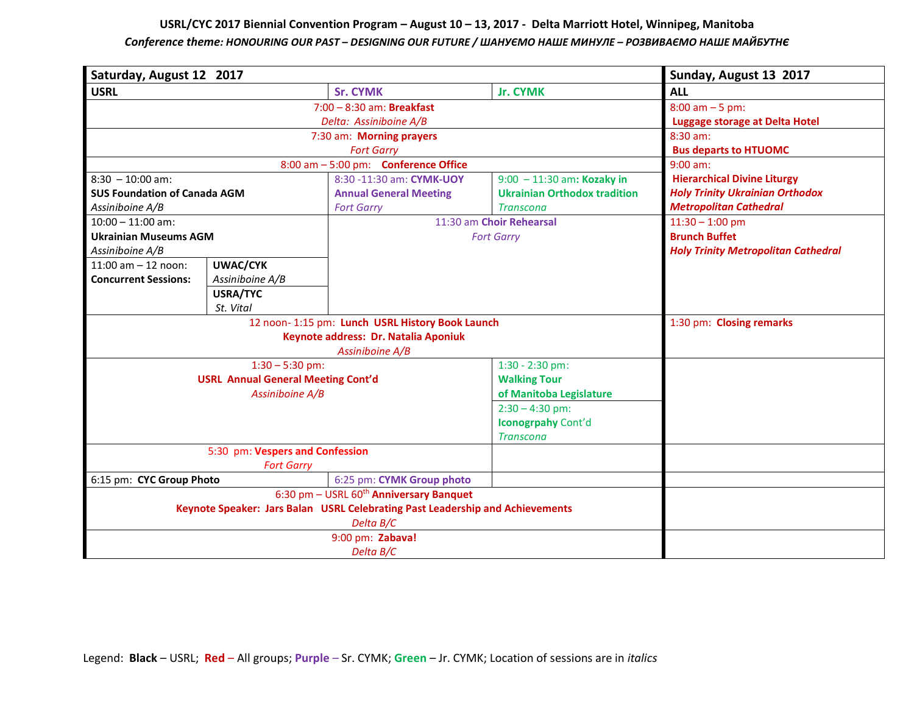**USRL/CYC 2017 Biennial Convention Program – August 10 – 13, 2017 - Delta Marriott Hotel, Winnipeg, Manitoba**

***Conference theme:** HONOURING OUR PAST – DESIGNING OUR FUTURE / ШАНУЄМО НАШЕ МИНУЛЕ – РОЗВИВАЄМО НАШЕ МАЙБУТНЄ*

| Saturday, August 12 2017 | | | | Sunday, August 13 2017 |
|---|---|---|---|---|
| **USRL** | | **Sr. CYMK** | **Jr. CYMK** | **ALL** |
| 7:00 – 8:30 am: **Breakfast** *Delta: Assiniboine A/B* | | | | 8:00 am – 5 pm: **Luggage storage at Delta Hotel** |
| 7:30 am: **Morning prayers** *Fort Garry* | | | | 8:30 am: **Bus departs to HTUOMC** |
| 8:00 am – 5:00 pm: **Conference Office** | | | | 9:00 am: **Hierarchical Divine Liturgy** ***Holy Trinity Ukrainian Orthodox Metropolitan Cathedral*** |
| 8:30 – 10:00 am: **SUS Foundation of Canada AGM** *Assiniboine A/B* | | 8:30 -11:30 am: **CYMK-UOY Annual General Meeting** *Fort Garry* | 9:00 – 11:30 am: **Kozaky in Ukrainian Orthodox tradition** *Transcona* | |
| 10:00 – 11:00 am: **Ukrainian Museums AGM** *Assiniboine A/B* | | 11:30 am **Choir Rehearsal** *Fort Garry* | | 11:30 – 1:00 pm **Brunch Buffet** ***Holy Trinity Metropolitan Cathedral*** |
| 11:00 am – 12 noon: **Concurrent Sessions:** | **UWAC/CYK** *Assiniboine A/B* | | | |
| | **USRA/TYC** *St. Vital* | | | |
| 12 noon- 1:15 pm: **Lunch USRL History Book Launch** **Keynote address: Dr. Natalia Aponiuk** *Assiniboine A/B* | | | | 1:30 pm: **Closing remarks** |
| 1:30 – 5:30 pm: **USRL Annual General Meeting Cont'd** *Assiniboine A/B* | | | 1:30 - 2:30 pm: **Walking Tour of Manitoba Legislature** | |
| | | | 2:30 – 4:30 pm: **Iconogrpahy** Cont'd *Transcona* | |
| 5:30 pm: **Vespers and Confession** *Fort Garry* | | | | |
| 6:15 pm: **CYC Group Photo** | | 6:25 pm: **CYMK Group photo** | | |
| 6:30 pm – USRL 60th **Anniversary Banquet** **Keynote Speaker: Jars Balan USRL Celebrating Past Leadership and Achievements** *Delta B/C* | | | | |
| 9:00 pm: **Zabava!** *Delta B/C* | | | | |

Legend: **Black** – USRL; **Red** – All groups; **Purple** – Sr. CYMK; **Green** – Jr. CYMK; Location of sessions are in *italics*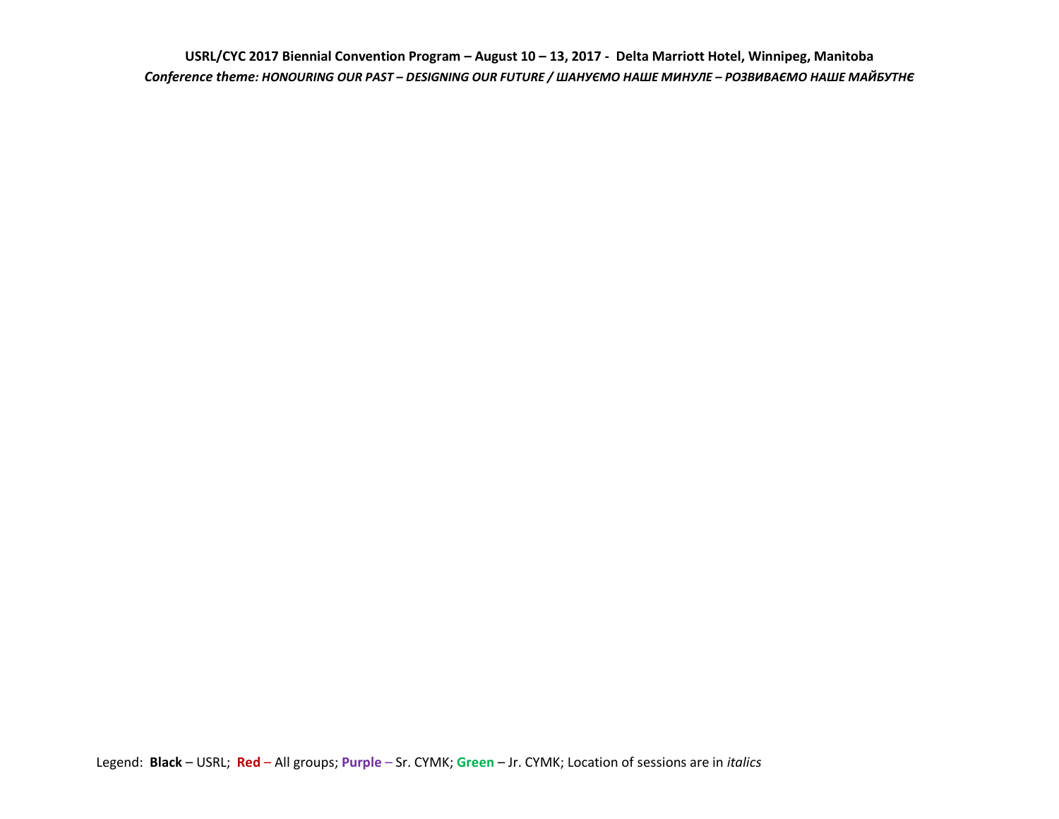**USRL/CYC 2017 Biennial Convention Program – August 10 – 13, 2017 - Delta Marriott Hotel, Winnipeg, Manitoba**

***Conference theme:** HONOURING OUR PAST – DESIGNING OUR FUTURE / ШАНУЄМО НАШЕ МИНУЛЕ – РОЗВИВАЄМО НАШЕ МАЙБУТНЄ*

Legend: **Black** – USRL; **Red** – All groups; **Purple** – Sr. CYMK; **Green** – Jr. CYMK; Location of sessions are in *italics*